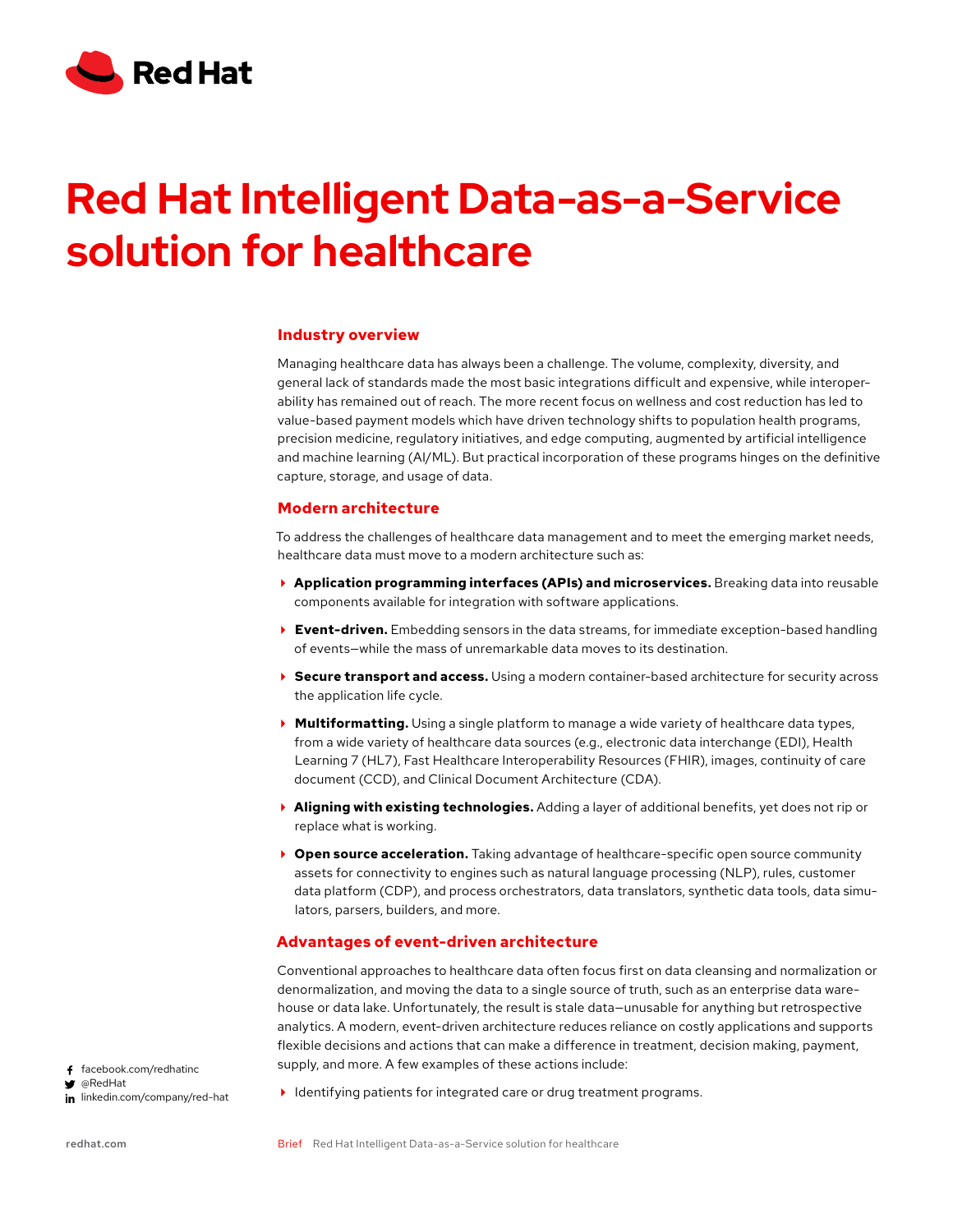# Red Hat Intelligent Data-as-a-Service solution for healthcare

## Industry overview

Managing healthcare data has always been a challenge. The volume, complexity, diversity, and general lack of standards made the most basic integrations difficult and expensive, while interoperability has remained out of reach. The more recent focus on wellness and cost reduction has led to value-based payment models which have driven technology shifts to population health programs, precision medicine, regulatory initiatives, and edge computing, augmented by artificial intelligence and machine learning (AI/ML). But practical incorporation of these programs hinges on the definitive capture, storage, and usage of data.

## Modern architecture

To address the challenges of healthcare data management and to meet the emerging market needs, healthcare data must move to a modern architecture such as:

- **Application programming interfaces (APIs) and microservices.** Breaking data into reusable components available for integration with software applications.
- **Event-driven.** Embedding sensors in the data streams, for immediate exception-based handling of events—while the mass of unremarkable data moves to its destination.
- **Secure transport and access.** Using a modern container-based architecture for security across the application life cycle.
- **Multiformatting.** Using a single platform to manage a wide variety of healthcare data types, from a wide variety of healthcare data sources (e.g., electronic data interchange (EDI), Health Learning 7 (HL7), Fast Healthcare Interoperability Resources (FHIR), images, continuity of care document (CCD), and Clinical Document Architecture (CDA).
- **Aligning with existing technologies.** Adding a layer of additional benefits, yet does not rip or replace what is working.
- **Open source acceleration.** Taking advantage of healthcare-specific open source community assets for connectivity to engines such as natural language processing (NLP), rules, customer data platform (CDP), and process orchestrators, data translators, synthetic data tools, data simulators, parsers, builders, and more.

## Advantages of event-driven architecture

Conventional approaches to healthcare data often focus first on data cleansing and normalization or denormalization, and moving the data to a single source of truth, such as an enterprise data warehouse or data lake. Unfortunately, the result is stale data—unusable for anything but retrospective analytics. A modern, event-driven architecture reduces reliance on costly applications and supports flexible decisions and actions that can make a difference in treatment, decision making, payment, supply, and more. A few examples of these actions include:

- Identifying patients for integrated care or drug treatment programs.

facebook.com/redhatinc
@RedHat
linkedin.com/company/red-hat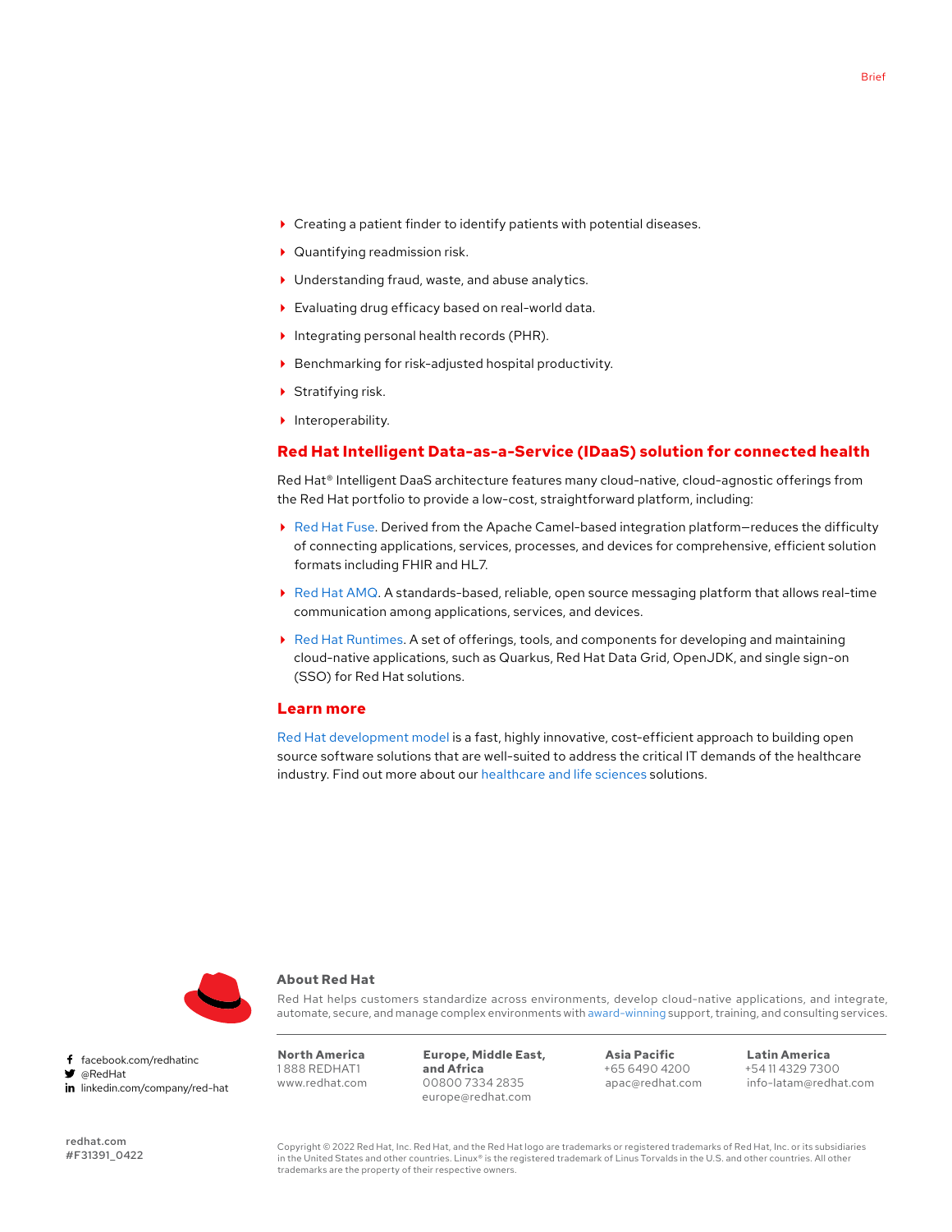- Creating a patient finder to identify patients with potential diseases.
- Quantifying readmission risk.
- Understanding fraud, waste, and abuse analytics.
- Evaluating drug efficacy based on real-world data.
- Integrating personal health records (PHR).
- Benchmarking for risk-adjusted hospital productivity.
- Stratifying risk.
- Interoperability.

## Red Hat Intelligent Data-as-a-Service (IDaaS) solution for connected health

Red Hat® Intelligent DaaS architecture features many cloud-native, cloud-agnostic offerings from the Red Hat portfolio to provide a low-cost, straightforward platform, including:

- Red Hat Fuse. Derived from the Apache Camel-based integration platform—reduces the difficulty of connecting applications, services, processes, and devices for comprehensive, efficient solution formats including FHIR and HL7.
- Red Hat AMQ. A standards-based, reliable, open source messaging platform that allows real-time communication among applications, services, and devices.
- Red Hat Runtimes. A set of offerings, tools, and components for developing and maintaining cloud-native applications, such as Quarkus, Red Hat Data Grid, OpenJDK, and single sign-on (SSO) for Red Hat solutions.

## Learn more

Red Hat development model is a fast, highly innovative, cost-efficient approach to building open source software solutions that are well-suited to address the critical IT demands of the healthcare industry. Find out more about our healthcare and life sciences solutions.

### About Red Hat

Red Hat helps customers standardize across environments, develop cloud-native applications, and integrate, automate, secure, and manage complex environments with award-winning support, training, and consulting services.

facebook.com/redhatinc
@RedHat
linkedin.com/company/red-hat

**North America**
1 888 REDHAT1
www.redhat.com

**Europe, Middle East, and Africa**
00800 7334 2835
europe@redhat.com

**Asia Pacific**
+65 6490 4200
apac@redhat.com

**Latin America**
+54 11 4329 7300
info-latam@redhat.com

redhat.com
#F31391_0422

Copyright © 2022 Red Hat, Inc. Red Hat, and the Red Hat logo are trademarks or registered trademarks of Red Hat, Inc. or its subsidiaries in the United States and other countries. Linux® is the registered trademark of Linus Torvalds in the U.S. and other countries. All other trademarks are the property of their respective owners.